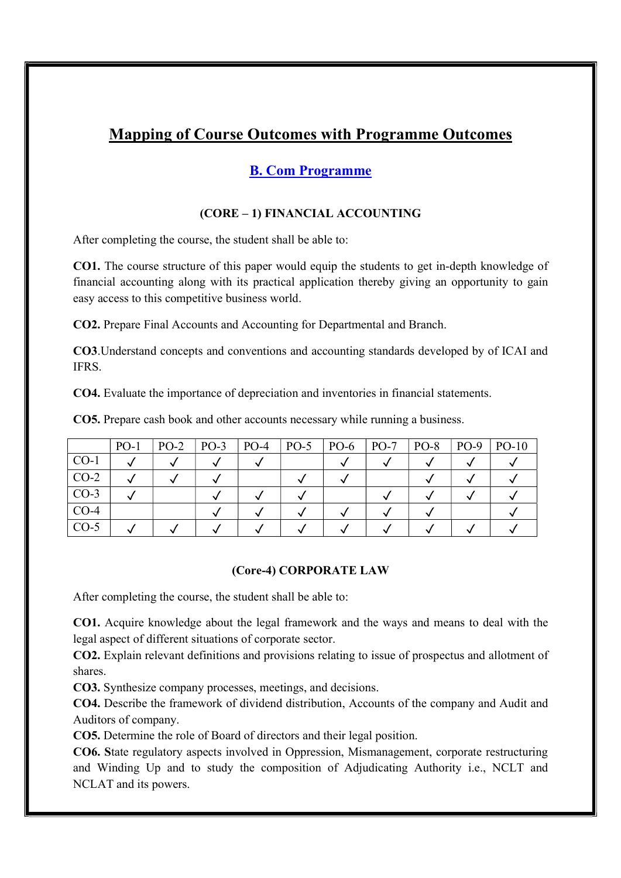# Mapping of Course Outcomes with Programme Outcomes

## B. Com Programme

### (CORE – 1) FINANCIAL ACCOUNTING

After completing the course, the student shall be able to:

**CO1.** The course structure of this paper would equip the students to get in-depth knowledge of financial accounting along with its practical application thereby giving an opportunity to gain easy access to this competitive business world.

**CO2.** Prepare Final Accounts and Accounting for Departmental and Branch.

**CO3**.Understand concepts and conventions and accounting standards developed by of ICAI and IFRS.

**CO4.** Evaluate the importance of depreciation and inventories in financial statements.

**CO5.** Prepare cash book and other accounts necessary while running a business.

| | PO-1 | PO-2 | PO-3 | PO-4 | PO-5 | PO-6 | PO-7 | PO-8 | PO-9 | PO-10 |
|---|---|---|---|---|---|---|---|---|---|---|
| CO-1 | ✓ | ✓ | ✓ | ✓ | | ✓ | ✓ | ✓ | ✓ | ✓ |
| CO-2 | ✓ | ✓ | ✓ | | ✓ | ✓ | | ✓ | ✓ | ✓ |
| CO-3 | ✓ | | ✓ | ✓ | ✓ | | ✓ | ✓ | ✓ | ✓ |
| CO-4 | | | ✓ | ✓ | ✓ | ✓ | ✓ | ✓ | | ✓ |
| CO-5 | ✓ | ✓ | ✓ | ✓ | ✓ | ✓ | ✓ | ✓ | ✓ | ✓ |

### (Core-4) CORPORATE LAW

After completing the course, the student shall be able to:

**CO1.** Acquire knowledge about the legal framework and the ways and means to deal with the legal aspect of different situations of corporate sector.

**CO2.** Explain relevant definitions and provisions relating to issue of prospectus and allotment of shares.

**CO3.** Synthesize company processes, meetings, and decisions.

**CO4.** Describe the framework of dividend distribution, Accounts of the company and Audit and Auditors of company.

**CO5.** Determine the role of Board of directors and their legal position.

**CO6. S**tate regulatory aspects involved in Oppression, Mismanagement, corporate restructuring and Winding Up and to study the composition of Adjudicating Authority i.e., NCLT and NCLAT and its powers.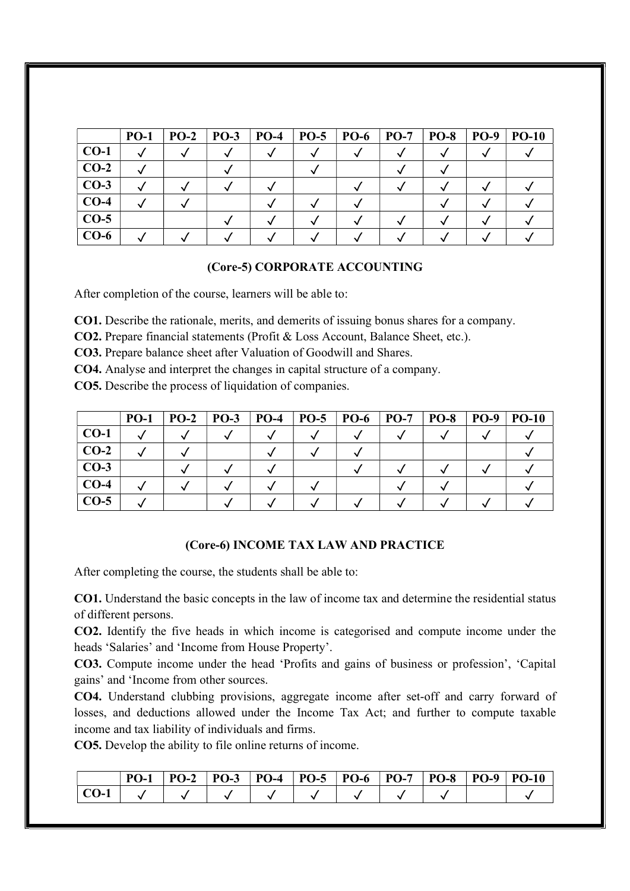|  | PO-1 | PO-2 | PO-3 | PO-4 | PO-5 | PO-6 | PO-7 | PO-8 | PO-9 | PO-10 |
|---|---|---|---|---|---|---|---|---|---|---|
| CO-1 | ✓ | ✓ | ✓ | ✓ | ✓ | ✓ | ✓ | ✓ | ✓ | ✓ |
| CO-2 | ✓ |  | ✓ |  | ✓ |  | ✓ | ✓ |  |  |
| CO-3 | ✓ | ✓ | ✓ | ✓ |  | ✓ | ✓ | ✓ | ✓ | ✓ |
| CO-4 | ✓ | ✓ |  | ✓ | ✓ | ✓ |  | ✓ | ✓ | ✓ |
| CO-5 |  |  | ✓ | ✓ | ✓ | ✓ | ✓ | ✓ | ✓ | ✓ |
| CO-6 | ✓ | ✓ | ✓ | ✓ | ✓ | ✓ | ✓ | ✓ | ✓ | ✓ |

### (Core-5) CORPORATE ACCOUNTING

After completion of the course, learners will be able to:

**CO1.** Describe the rationale, merits, and demerits of issuing bonus shares for a company.

**CO2.** Prepare financial statements (Profit & Loss Account, Balance Sheet, etc.).

**CO3.** Prepare balance sheet after Valuation of Goodwill and Shares.

**CO4.** Analyse and interpret the changes in capital structure of a company.

**CO5.** Describe the process of liquidation of companies.

|  | PO-1 | PO-2 | PO-3 | PO-4 | PO-5 | PO-6 | PO-7 | PO-8 | PO-9 | PO-10 |
|---|---|---|---|---|---|---|---|---|---|---|
| CO-1 | ✓ | ✓ | ✓ | ✓ | ✓ | ✓ | ✓ | ✓ | ✓ | ✓ |
| CO-2 | ✓ | ✓ |  | ✓ | ✓ | ✓ |  |  |  | ✓ |
| CO-3 |  | ✓ | ✓ | ✓ |  | ✓ | ✓ | ✓ | ✓ | ✓ |
| CO-4 | ✓ | ✓ | ✓ | ✓ | ✓ |  | ✓ | ✓ |  | ✓ |
| CO-5 | ✓ |  | ✓ | ✓ | ✓ | ✓ | ✓ | ✓ | ✓ | ✓ |

### (Core-6) INCOME TAX LAW AND PRACTICE

After completing the course, the students shall be able to:

**CO1.** Understand the basic concepts in the law of income tax and determine the residential status of different persons.

**CO2.** Identify the five heads in which income is categorised and compute income under the heads 'Salaries' and 'Income from House Property'.

**CO3.** Compute income under the head 'Profits and gains of business or profession', 'Capital gains' and 'Income from other sources.

**CO4.** Understand clubbing provisions, aggregate income after set-off and carry forward of losses, and deductions allowed under the Income Tax Act; and further to compute taxable income and tax liability of individuals and firms.

**CO5.** Develop the ability to file online returns of income.

|  | PO-1 | PO-2 | PO-3 | PO-4 | PO-5 | PO-6 | PO-7 | PO-8 | PO-9 | PO-10 |
|---|---|---|---|---|---|---|---|---|---|---|
| CO-1 | ✓ | ✓ | ✓ | ✓ | ✓ | ✓ | ✓ | ✓ |  | ✓ |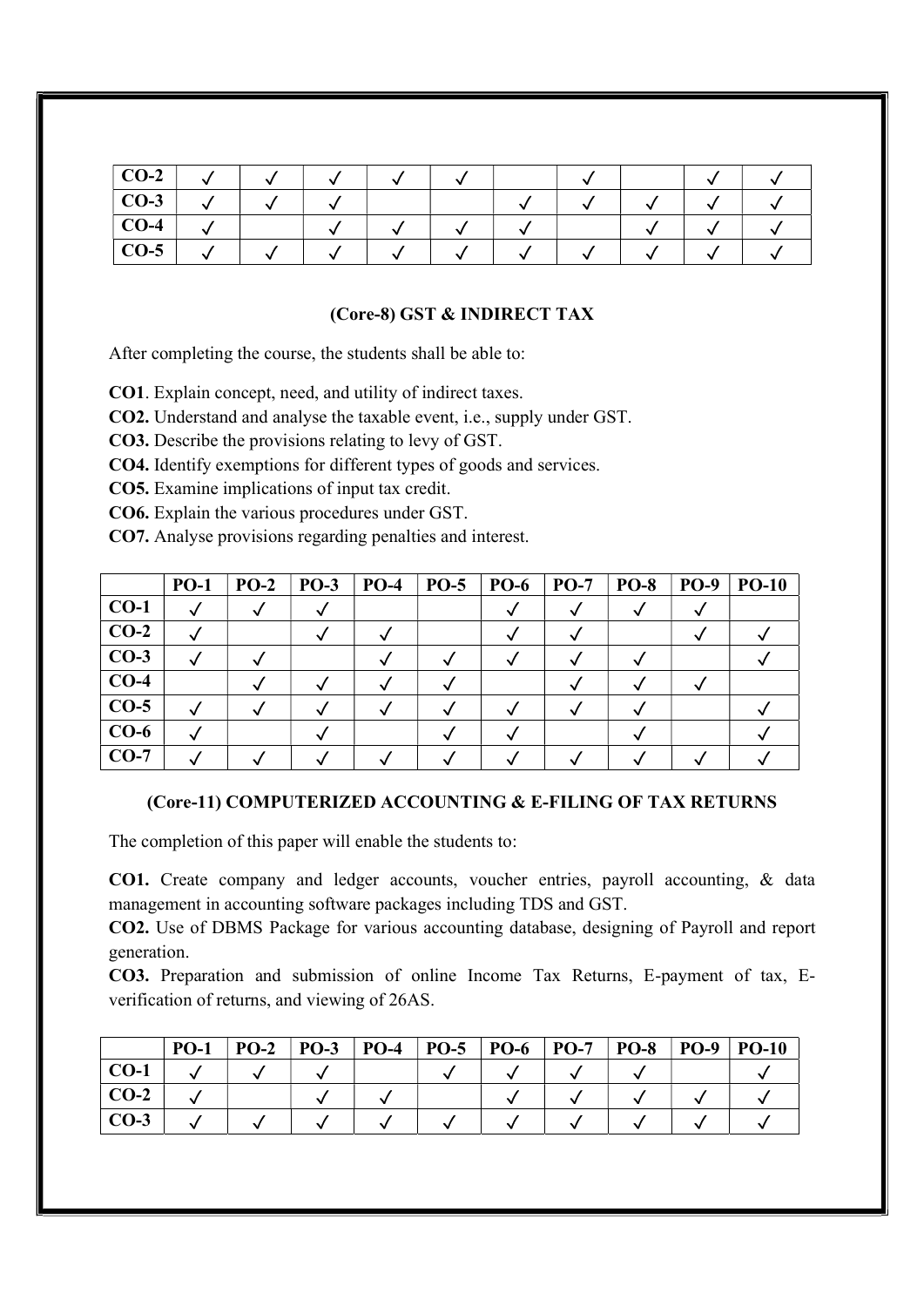| | | | | | | | | | | |
|---|---|---|---|---|---|---|---|---|---|---|
| **CO-2** | ✓ | ✓ | ✓ | ✓ | ✓ | | ✓ | | ✓ | ✓ |
| **CO-3** | ✓ | ✓ | ✓ | | | ✓ | ✓ | ✓ | ✓ | ✓ |
| **CO-4** | ✓ | | ✓ | ✓ | ✓ | ✓ | | ✓ | ✓ | ✓ |
| **CO-5** | ✓ | ✓ | ✓ | ✓ | ✓ | ✓ | ✓ | ✓ | ✓ | ✓ |

### (Core-8) GST & INDIRECT TAX

After completing the course, the students shall be able to:

**CO1**. Explain concept, need, and utility of indirect taxes.

**CO2.** Understand and analyse the taxable event, i.e., supply under GST.

**CO3.** Describe the provisions relating to levy of GST.

**CO4.** Identify exemptions for different types of goods and services.

**CO5.** Examine implications of input tax credit.

**CO6.** Explain the various procedures under GST.

**CO7.** Analyse provisions regarding penalties and interest.

| | **PO-1** | **PO-2** | **PO-3** | **PO-4** | **PO-5** | **PO-6** | **PO-7** | **PO-8** | **PO-9** | **PO-10** |
|---|---|---|---|---|---|---|---|---|---|---|
| **CO-1** | ✓ | ✓ | ✓ | | | ✓ | ✓ | ✓ | ✓ | |
| **CO-2** | ✓ | | ✓ | ✓ | | ✓ | ✓ | | ✓ | ✓ |
| **CO-3** | ✓ | ✓ | | ✓ | ✓ | ✓ | ✓ | ✓ | | ✓ |
| **CO-4** | | ✓ | ✓ | ✓ | ✓ | | ✓ | ✓ | ✓ | |
| **CO-5** | ✓ | ✓ | ✓ | ✓ | ✓ | ✓ | ✓ | ✓ | | ✓ |
| **CO-6** | ✓ | | ✓ | | ✓ | ✓ | | ✓ | | ✓ |
| **CO-7** | ✓ | ✓ | ✓ | ✓ | ✓ | ✓ | ✓ | ✓ | ✓ | ✓ |

### (Core-11) COMPUTERIZED ACCOUNTING & E-FILING OF TAX RETURNS

The completion of this paper will enable the students to:

**CO1.** Create company and ledger accounts, voucher entries, payroll accounting, & data management in accounting software packages including TDS and GST.

**CO2.** Use of DBMS Package for various accounting database, designing of Payroll and report generation.

**CO3.** Preparation and submission of online Income Tax Returns, E-payment of tax, E-verification of returns, and viewing of 26AS.

| | **PO-1** | **PO-2** | **PO-3** | **PO-4** | **PO-5** | **PO-6** | **PO-7** | **PO-8** | **PO-9** | **PO-10** |
|---|---|---|---|---|---|---|---|---|---|---|
| **CO-1** | ✓ | ✓ | ✓ | | ✓ | ✓ | ✓ | ✓ | | ✓ |
| **CO-2** | ✓ | | ✓ | ✓ | | ✓ | ✓ | ✓ | ✓ | ✓ |
| **CO-3** | ✓ | ✓ | ✓ | ✓ | ✓ | ✓ | ✓ | ✓ | ✓ | ✓ |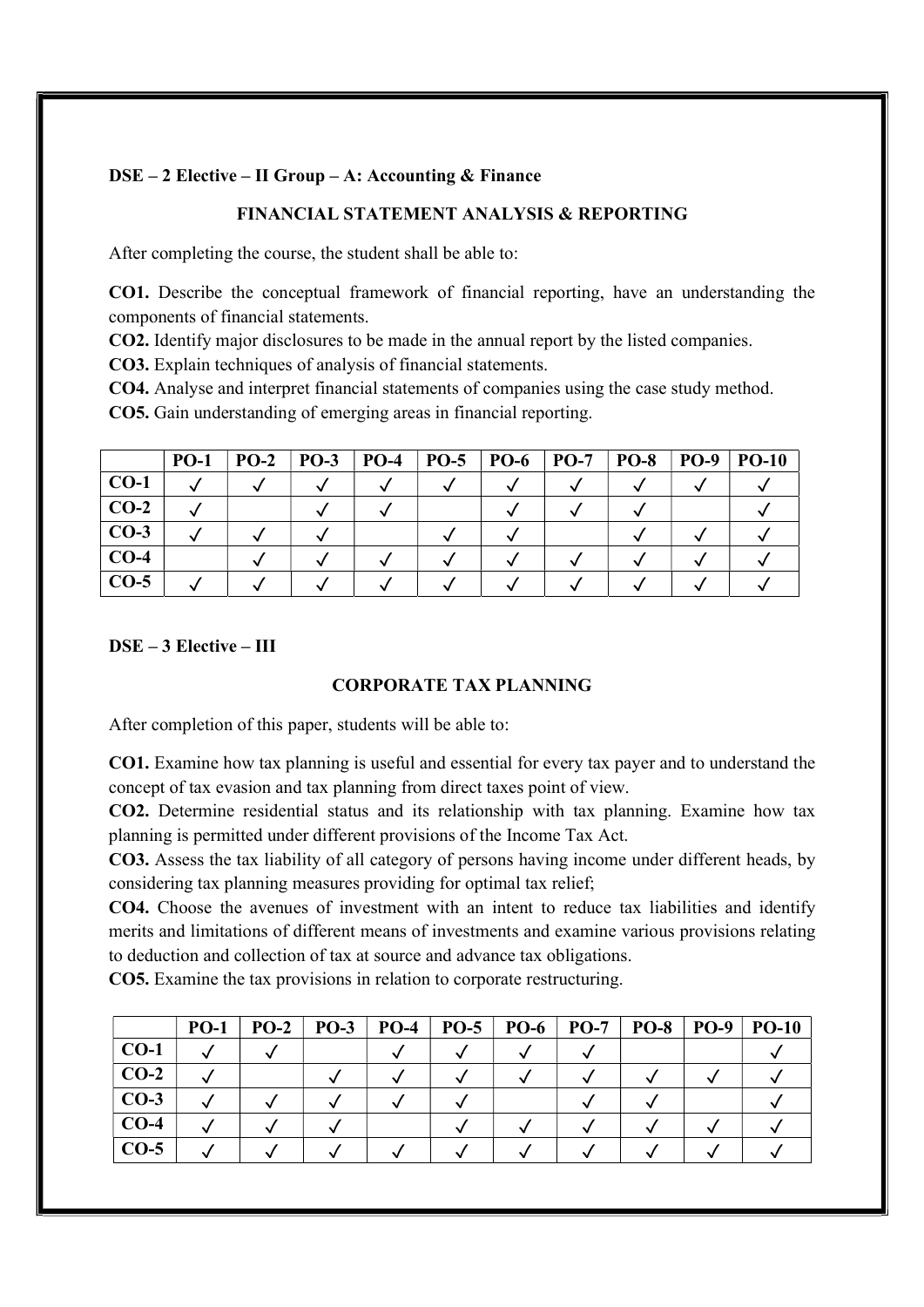**DSE – 2 Elective – II Group – A: Accounting & Finance**

## FINANCIAL STATEMENT ANALYSIS & REPORTING

After completing the course, the student shall be able to:

**CO1.** Describe the conceptual framework of financial reporting, have an understanding the components of financial statements.
**CO2.** Identify major disclosures to be made in the annual report by the listed companies.
**CO3.** Explain techniques of analysis of financial statements.
**CO4.** Analyse and interpret financial statements of companies using the case study method.
**CO5.** Gain understanding of emerging areas in financial reporting.

| | PO-1 | PO-2 | PO-3 | PO-4 | PO-5 | PO-6 | PO-7 | PO-8 | PO-9 | PO-10 |
|---|---|---|---|---|---|---|---|---|---|---|
| **CO-1** | ✓ | ✓ | ✓ | ✓ | ✓ | ✓ | ✓ | ✓ | ✓ | ✓ |
| **CO-2** | ✓ | | ✓ | ✓ | | ✓ | ✓ | ✓ | | ✓ |
| **CO-3** | ✓ | ✓ | ✓ | | ✓ | ✓ | | ✓ | ✓ | ✓ |
| **CO-4** | | ✓ | ✓ | ✓ | ✓ | ✓ | ✓ | ✓ | ✓ | ✓ |
| **CO-5** | ✓ | ✓ | ✓ | ✓ | ✓ | ✓ | ✓ | ✓ | ✓ | ✓ |

**DSE – 3 Elective – III**

## CORPORATE TAX PLANNING

After completion of this paper, students will be able to:

**CO1.** Examine how tax planning is useful and essential for every tax payer and to understand the concept of tax evasion and tax planning from direct taxes point of view.
**CO2.** Determine residential status and its relationship with tax planning. Examine how tax planning is permitted under different provisions of the Income Tax Act.
**CO3.** Assess the tax liability of all category of persons having income under different heads, by considering tax planning measures providing for optimal tax relief;
**CO4.** Choose the avenues of investment with an intent to reduce tax liabilities and identify merits and limitations of different means of investments and examine various provisions relating to deduction and collection of tax at source and advance tax obligations.
**CO5.** Examine the tax provisions in relation to corporate restructuring.

| | PO-1 | PO-2 | PO-3 | PO-4 | PO-5 | PO-6 | PO-7 | PO-8 | PO-9 | PO-10 |
|---|---|---|---|---|---|---|---|---|---|---|
| **CO-1** | ✓ | ✓ | | ✓ | ✓ | ✓ | ✓ | | | ✓ |
| **CO-2** | ✓ | | ✓ | ✓ | ✓ | ✓ | ✓ | ✓ | ✓ | ✓ |
| **CO-3** | ✓ | ✓ | ✓ | ✓ | ✓ | | ✓ | ✓ | | ✓ |
| **CO-4** | ✓ | ✓ | ✓ | | ✓ | ✓ | ✓ | ✓ | ✓ | ✓ |
| **CO-5** | ✓ | ✓ | ✓ | ✓ | ✓ | ✓ | ✓ | ✓ | ✓ | ✓ |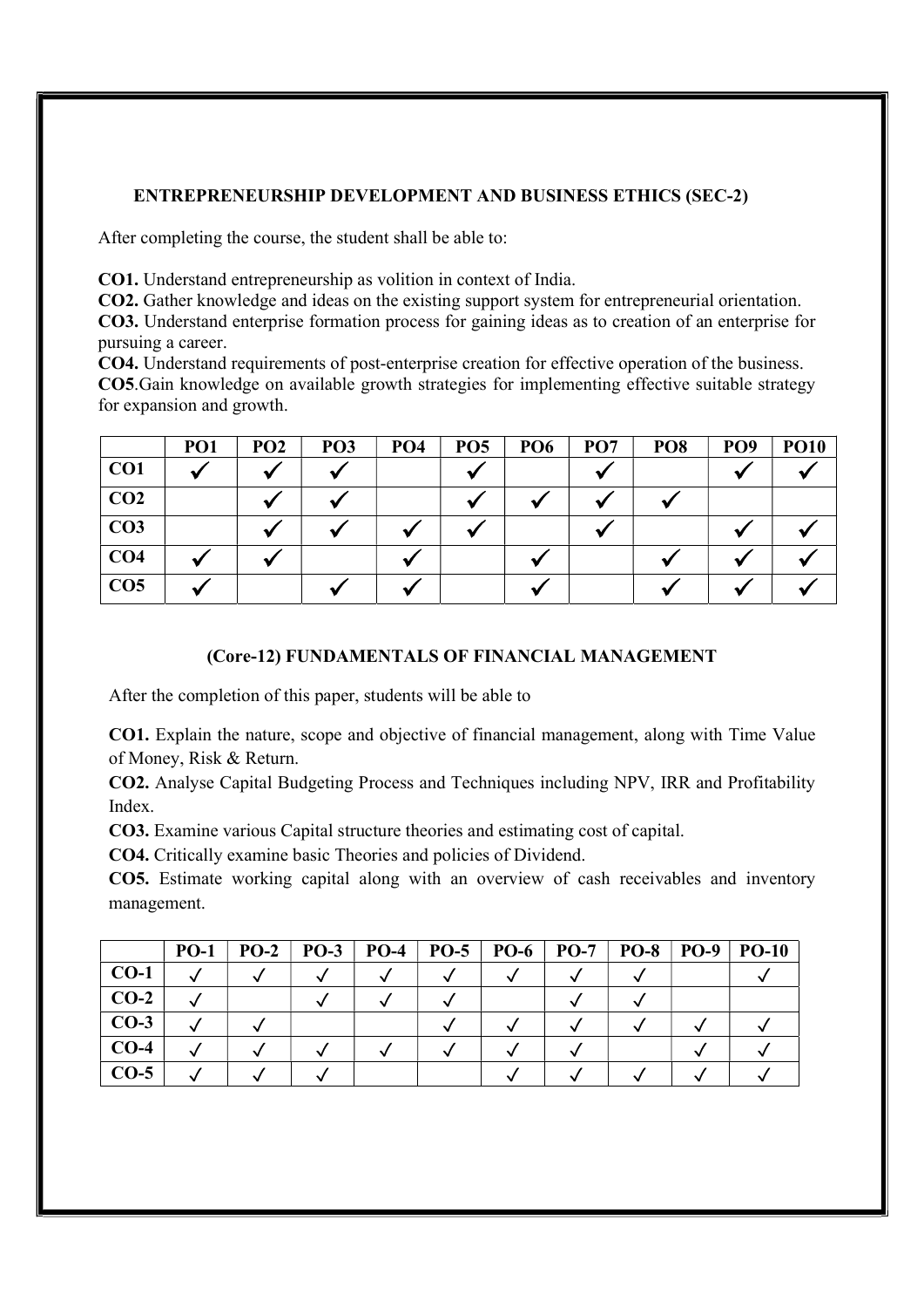## ENTREPRENEURSHIP DEVELOPMENT AND BUSINESS ETHICS (SEC-2)

After completing the course, the student shall be able to:

**CO1.** Understand entrepreneurship as volition in context of India.
**CO2.** Gather knowledge and ideas on the existing support system for entrepreneurial orientation.
**CO3.** Understand enterprise formation process for gaining ideas as to creation of an enterprise for pursuing a career.
**CO4.** Understand requirements of post-enterprise creation for effective operation of the business.
**CO5**.Gain knowledge on available growth strategies for implementing effective suitable strategy for expansion and growth.

| | PO1 | PO2 | PO3 | PO4 | PO5 | PO6 | PO7 | PO8 | PO9 | PO10 |
|---|---|---|---|---|---|---|---|---|---|---|
| CO1 | ✓ | ✓ | ✓ | | ✓ | | ✓ | | ✓ | ✓ |
| CO2 | | ✓ | ✓ | | ✓ | ✓ | ✓ | ✓ | | |
| CO3 | | ✓ | ✓ | ✓ | ✓ | | ✓ | | ✓ | ✓ |
| CO4 | ✓ | ✓ | | ✓ | | ✓ | | ✓ | ✓ | ✓ |
| CO5 | ✓ | | ✓ | ✓ | | ✓ | | ✓ | ✓ | ✓ |

## (Core-12) FUNDAMENTALS OF FINANCIAL MANAGEMENT

After the completion of this paper, students will be able to

**CO1.** Explain the nature, scope and objective of financial management, along with Time Value of Money, Risk & Return.

**CO2.** Analyse Capital Budgeting Process and Techniques including NPV, IRR and Profitability Index.

**CO3.** Examine various Capital structure theories and estimating cost of capital.

**CO4.** Critically examine basic Theories and policies of Dividend.

**CO5.** Estimate working capital along with an overview of cash receivables and inventory management.

| | PO-1 | PO-2 | PO-3 | PO-4 | PO-5 | PO-6 | PO-7 | PO-8 | PO-9 | PO-10 |
|---|---|---|---|---|---|---|---|---|---|---|
| CO-1 | ✓ | ✓ | ✓ | ✓ | ✓ | ✓ | ✓ | ✓ | | ✓ |
| CO-2 | ✓ | | ✓ | ✓ | ✓ | | ✓ | ✓ | | |
| CO-3 | ✓ | ✓ | | | ✓ | ✓ | ✓ | ✓ | ✓ | ✓ |
| CO-4 | ✓ | ✓ | ✓ | ✓ | ✓ | ✓ | ✓ | | ✓ | ✓ |
| CO-5 | ✓ | ✓ | ✓ | | | ✓ | ✓ | ✓ | ✓ | ✓ |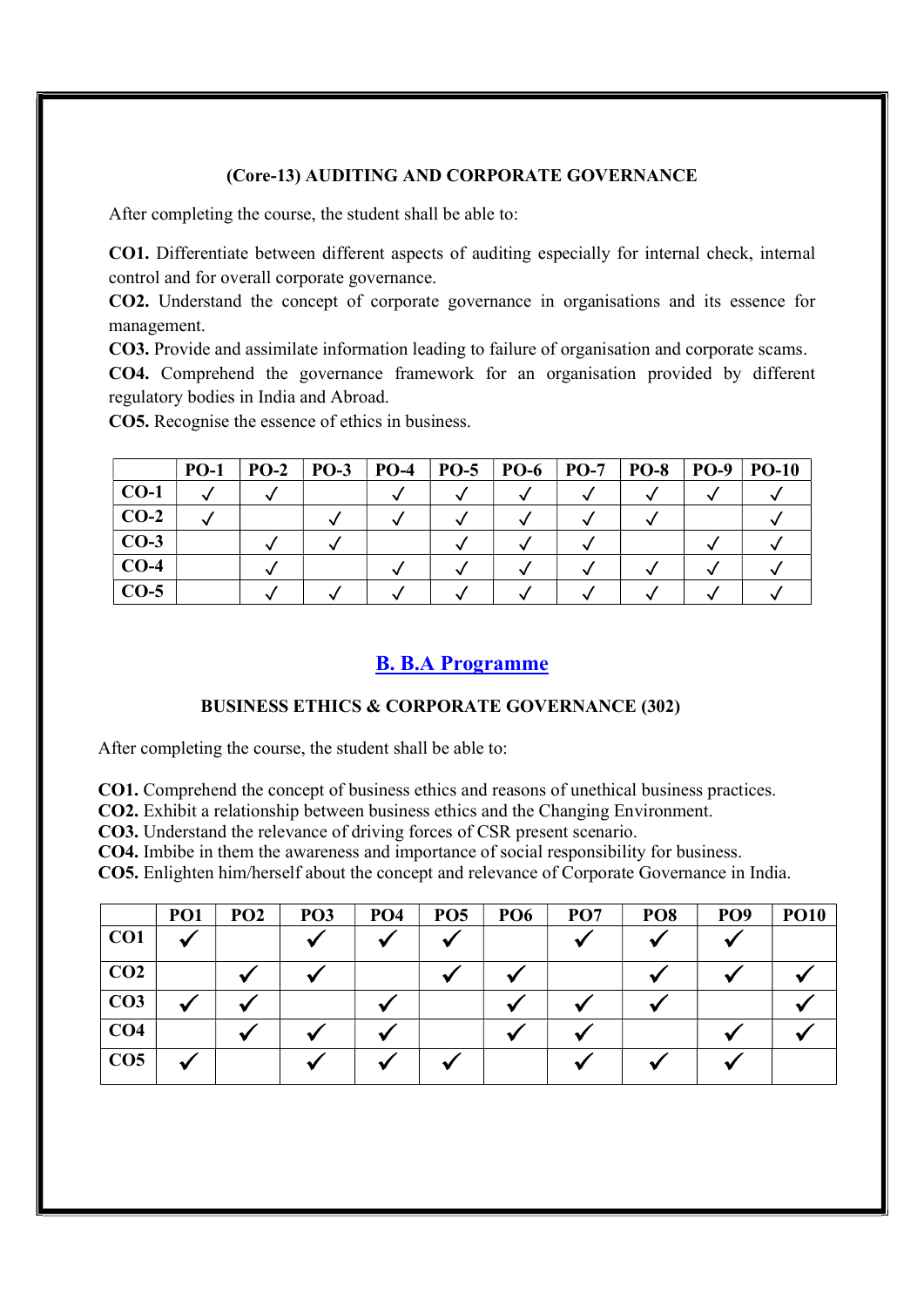### (Core-13) AUDITING AND CORPORATE GOVERNANCE

After completing the course, the student shall be able to:

**CO1.** Differentiate between different aspects of auditing especially for internal check, internal control and for overall corporate governance.
**CO2.** Understand the concept of corporate governance in organisations and its essence for management.
**CO3.** Provide and assimilate information leading to failure of organisation and corporate scams.
**CO4.** Comprehend the governance framework for an organisation provided by different regulatory bodies in India and Abroad.
**CO5.** Recognise the essence of ethics in business.

| | PO-1 | PO-2 | PO-3 | PO-4 | PO-5 | PO-6 | PO-7 | PO-8 | PO-9 | PO-10 |
|---|---|---|---|---|---|---|---|---|---|---|
| CO-1 | ✓ | ✓ | | ✓ | ✓ | ✓ | ✓ | ✓ | ✓ | ✓ |
| CO-2 | ✓ | | ✓ | ✓ | ✓ | ✓ | ✓ | ✓ | | ✓ |
| CO-3 | | ✓ | ✓ | | ✓ | ✓ | ✓ | | ✓ | ✓ |
| CO-4 | | ✓ | | ✓ | ✓ | ✓ | ✓ | ✓ | ✓ | ✓ |
| CO-5 | | ✓ | ✓ | ✓ | ✓ | ✓ | ✓ | ✓ | ✓ | ✓ |

## B. B.A Programme

### BUSINESS ETHICS & CORPORATE GOVERNANCE (302)

After completing the course, the student shall be able to:

**CO1.** Comprehend the concept of business ethics and reasons of unethical business practices.
**CO2.** Exhibit a relationship between business ethics and the Changing Environment.
**CO3.** Understand the relevance of driving forces of CSR present scenario.
**CO4.** Imbibe in them the awareness and importance of social responsibility for business.
**CO5.** Enlighten him/herself about the concept and relevance of Corporate Governance in India.

| | PO1 | PO2 | PO3 | PO4 | PO5 | PO6 | PO7 | PO8 | PO9 | PO10 |
|---|---|---|---|---|---|---|---|---|---|---|
| CO1 | ✓ | | ✓ | ✓ | ✓ | | ✓ | ✓ | ✓ | |
| CO2 | | ✓ | ✓ | | ✓ | ✓ | | ✓ | ✓ | ✓ |
| CO3 | ✓ | ✓ | | ✓ | | ✓ | ✓ | ✓ | | ✓ |
| CO4 | | ✓ | ✓ | ✓ | | ✓ | ✓ | | ✓ | ✓ |
| CO5 | ✓ | | ✓ | ✓ | ✓ | | ✓ | ✓ | ✓ | |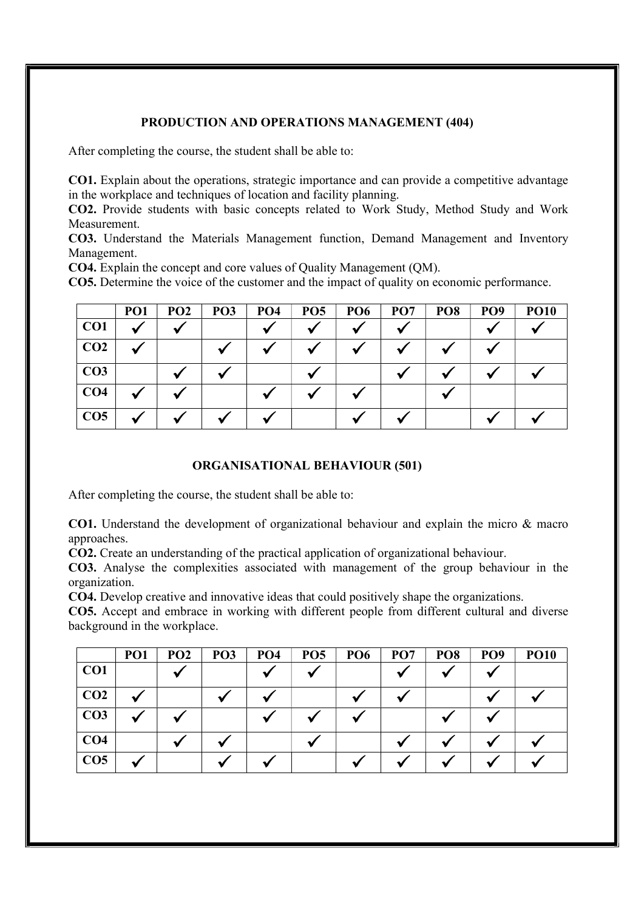## PRODUCTION AND OPERATIONS MANAGEMENT (404)

After completing the course, the student shall be able to:

**CO1.** Explain about the operations, strategic importance and can provide a competitive advantage in the workplace and techniques of location and facility planning.
**CO2.** Provide students with basic concepts related to Work Study, Method Study and Work Measurement.
**CO3.** Understand the Materials Management function, Demand Management and Inventory Management.
**CO4.** Explain the concept and core values of Quality Management (QM).
**CO5.** Determine the voice of the customer and the impact of quality on economic performance.

| | PO1 | PO2 | PO3 | PO4 | PO5 | PO6 | PO7 | PO8 | PO9 | PO10 |
|---|---|---|---|---|---|---|---|---|---|---|
| CO1 | ✓ | ✓ | | ✓ | ✓ | ✓ | ✓ | | ✓ | ✓ |
| CO2 | ✓ | | ✓ | ✓ | ✓ | ✓ | ✓ | ✓ | ✓ | |
| CO3 | | ✓ | ✓ | | ✓ | | ✓ | ✓ | ✓ | ✓ |
| CO4 | ✓ | ✓ | | ✓ | ✓ | ✓ | | ✓ | | |
| CO5 | ✓ | ✓ | ✓ | ✓ | | ✓ | ✓ | | ✓ | ✓ |

## ORGANISATIONAL BEHAVIOUR (501)

After completing the course, the student shall be able to:

**CO1.** Understand the development of organizational behaviour and explain the micro & macro approaches.
**CO2.** Create an understanding of the practical application of organizational behaviour.
**CO3.** Analyse the complexities associated with management of the group behaviour in the organization.
**CO4.** Develop creative and innovative ideas that could positively shape the organizations.
**CO5.** Accept and embrace in working with different people from different cultural and diverse background in the workplace.

| | PO1 | PO2 | PO3 | PO4 | PO5 | PO6 | PO7 | PO8 | PO9 | PO10 |
|---|---|---|---|---|---|---|---|---|---|---|
| CO1 | | ✓ | | ✓ | ✓ | | ✓ | ✓ | ✓ | |
| CO2 | ✓ | | ✓ | ✓ | | ✓ | ✓ | | ✓ | ✓ |
| CO3 | ✓ | ✓ | | ✓ | ✓ | ✓ | | ✓ | ✓ | |
| CO4 | | ✓ | ✓ | | ✓ | | ✓ | ✓ | ✓ | ✓ |
| CO5 | ✓ | | ✓ | ✓ | | ✓ | ✓ | ✓ | ✓ | ✓ |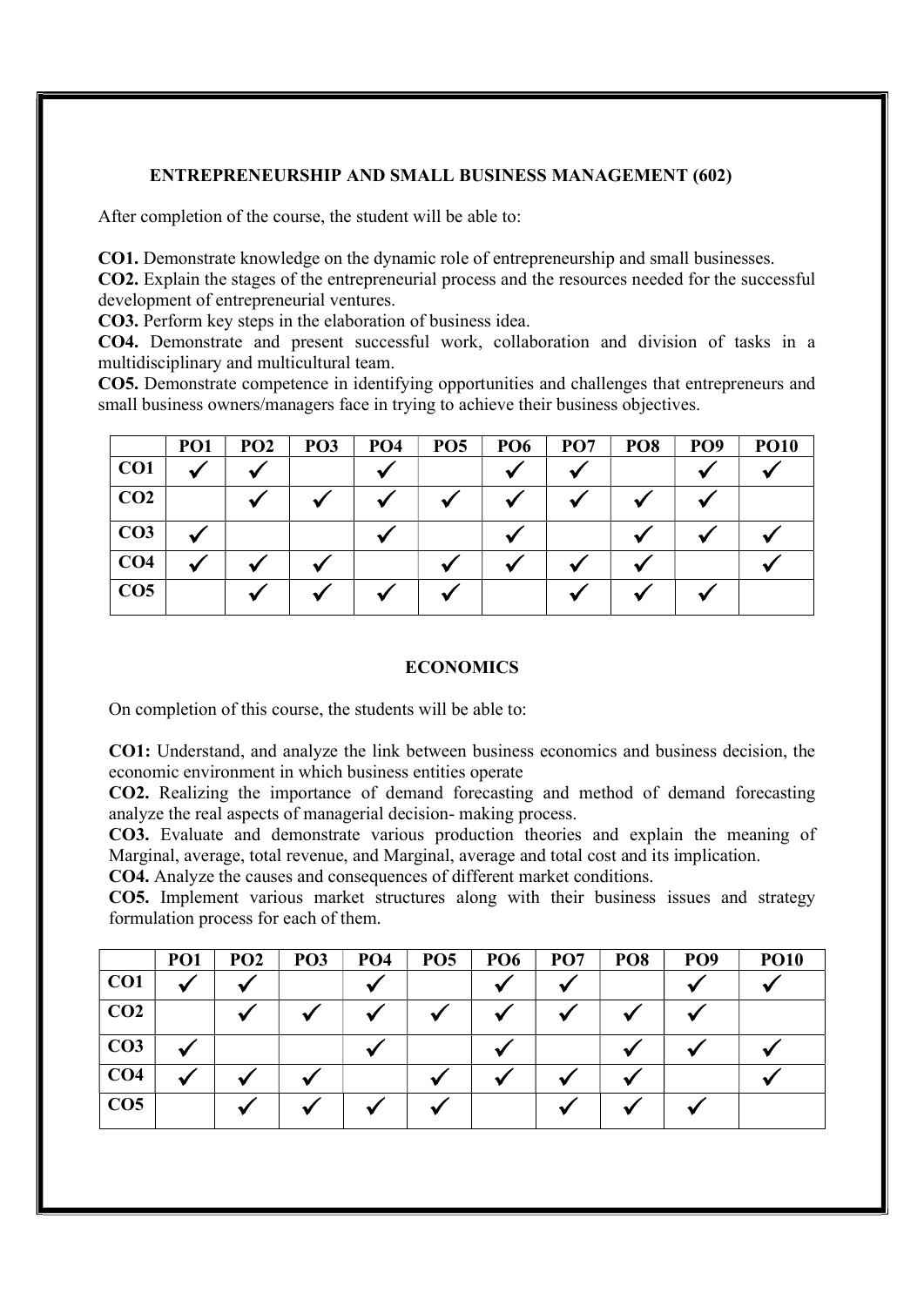## ENTREPRENEURSHIP AND SMALL BUSINESS MANAGEMENT (602)

After completion of the course, the student will be able to:

**CO1.** Demonstrate knowledge on the dynamic role of entrepreneurship and small businesses.
**CO2.** Explain the stages of the entrepreneurial process and the resources needed for the successful development of entrepreneurial ventures.
**CO3.** Perform key steps in the elaboration of business idea.
**CO4.** Demonstrate and present successful work, collaboration and division of tasks in a multidisciplinary and multicultural team.
**CO5.** Demonstrate competence in identifying opportunities and challenges that entrepreneurs and small business owners/managers face in trying to achieve their business objectives.

| | PO1 | PO2 | PO3 | PO4 | PO5 | PO6 | PO7 | PO8 | PO9 | PO10 |
|---|---|---|---|---|---|---|---|---|---|---|
| CO1 | ✓ | ✓ | | ✓ | | ✓ | ✓ | | ✓ | ✓ |
| CO2 | | ✓ | ✓ | ✓ | ✓ | ✓ | ✓ | ✓ | ✓ | |
| CO3 | ✓ | | | ✓ | | ✓ | | ✓ | ✓ | ✓ |
| CO4 | ✓ | ✓ | ✓ | | ✓ | ✓ | ✓ | ✓ | | ✓ |
| CO5 | | ✓ | ✓ | ✓ | ✓ | | ✓ | ✓ | ✓ | |

## ECONOMICS

On completion of this course, the students will be able to:

**CO1:** Understand, and analyze the link between business economics and business decision, the economic environment in which business entities operate
**CO2.** Realizing the importance of demand forecasting and method of demand forecasting analyze the real aspects of managerial decision- making process.
**CO3.** Evaluate and demonstrate various production theories and explain the meaning of Marginal, average, total revenue, and Marginal, average and total cost and its implication.
**CO4.** Analyze the causes and consequences of different market conditions.
**CO5.** Implement various market structures along with their business issues and strategy formulation process for each of them.

| | PO1 | PO2 | PO3 | PO4 | PO5 | PO6 | PO7 | PO8 | PO9 | PO10 |
|---|---|---|---|---|---|---|---|---|---|---|
| CO1 | ✓ | ✓ | | ✓ | | ✓ | ✓ | | ✓ | ✓ |
| CO2 | | ✓ | ✓ | ✓ | ✓ | ✓ | ✓ | ✓ | ✓ | |
| CO3 | ✓ | | | ✓ | | ✓ | | ✓ | ✓ | ✓ |
| CO4 | ✓ | ✓ | ✓ | | ✓ | ✓ | ✓ | ✓ | | ✓ |
| CO5 | | ✓ | ✓ | ✓ | ✓ | | ✓ | ✓ | ✓ | |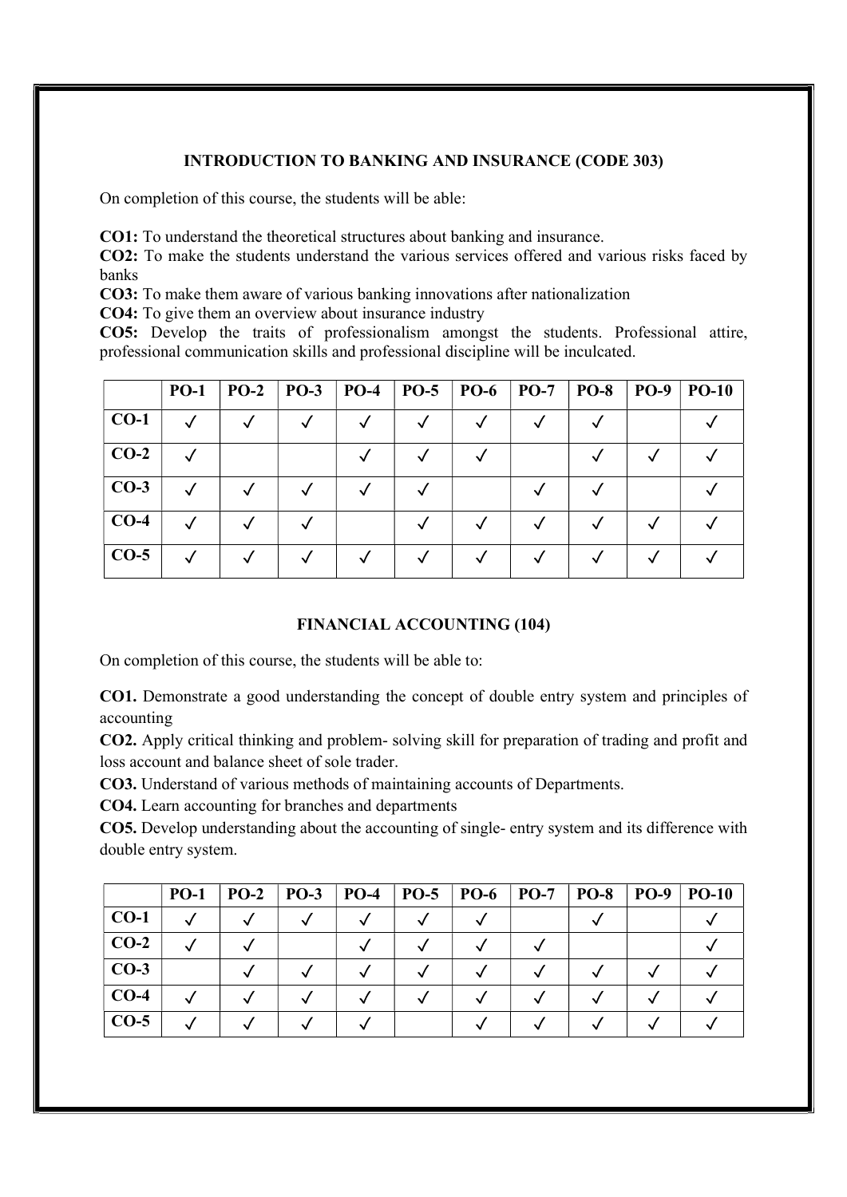## INTRODUCTION TO BANKING AND INSURANCE (CODE 303)

On completion of this course, the students will be able:

**CO1:** To understand the theoretical structures about banking and insurance.
**CO2:** To make the students understand the various services offered and various risks faced by banks
**CO3:** To make them aware of various banking innovations after nationalization
**CO4:** To give them an overview about insurance industry
**CO5:** Develop the traits of professionalism amongst the students. Professional attire, professional communication skills and professional discipline will be inculcated.

| | PO-1 | PO-2 | PO-3 | PO-4 | PO-5 | PO-6 | PO-7 | PO-8 | PO-9 | PO-10 |
|---|---|---|---|---|---|---|---|---|---|---|
| CO-1 | ✓ | ✓ | ✓ | ✓ | ✓ | ✓ | ✓ | ✓ | | ✓ |
| CO-2 | ✓ | | | ✓ | ✓ | ✓ | | ✓ | ✓ | ✓ |
| CO-3 | ✓ | ✓ | ✓ | ✓ | ✓ | | ✓ | ✓ | | ✓ |
| CO-4 | ✓ | ✓ | ✓ | | ✓ | ✓ | ✓ | ✓ | ✓ | ✓ |
| CO-5 | ✓ | ✓ | ✓ | ✓ | ✓ | ✓ | ✓ | ✓ | ✓ | ✓ |

## FINANCIAL ACCOUNTING (104)

On completion of this course, the students will be able to:

**CO1.** Demonstrate a good understanding the concept of double entry system and principles of accounting
**CO2.** Apply critical thinking and problem- solving skill for preparation of trading and profit and loss account and balance sheet of sole trader.
**CO3.** Understand of various methods of maintaining accounts of Departments.
**CO4.** Learn accounting for branches and departments
**CO5.** Develop understanding about the accounting of single- entry system and its difference with double entry system.

| | PO-1 | PO-2 | PO-3 | PO-4 | PO-5 | PO-6 | PO-7 | PO-8 | PO-9 | PO-10 |
|---|---|---|---|---|---|---|---|---|---|---|
| CO-1 | ✓ | ✓ | ✓ | ✓ | ✓ | ✓ | | ✓ | | ✓ |
| CO-2 | ✓ | ✓ | | ✓ | ✓ | ✓ | ✓ | | | ✓ |
| CO-3 | | ✓ | ✓ | ✓ | ✓ | ✓ | ✓ | ✓ | ✓ | ✓ |
| CO-4 | ✓ | ✓ | ✓ | ✓ | ✓ | ✓ | ✓ | ✓ | ✓ | ✓ |
| CO-5 | ✓ | ✓ | ✓ | ✓ | | ✓ | ✓ | ✓ | ✓ | ✓ |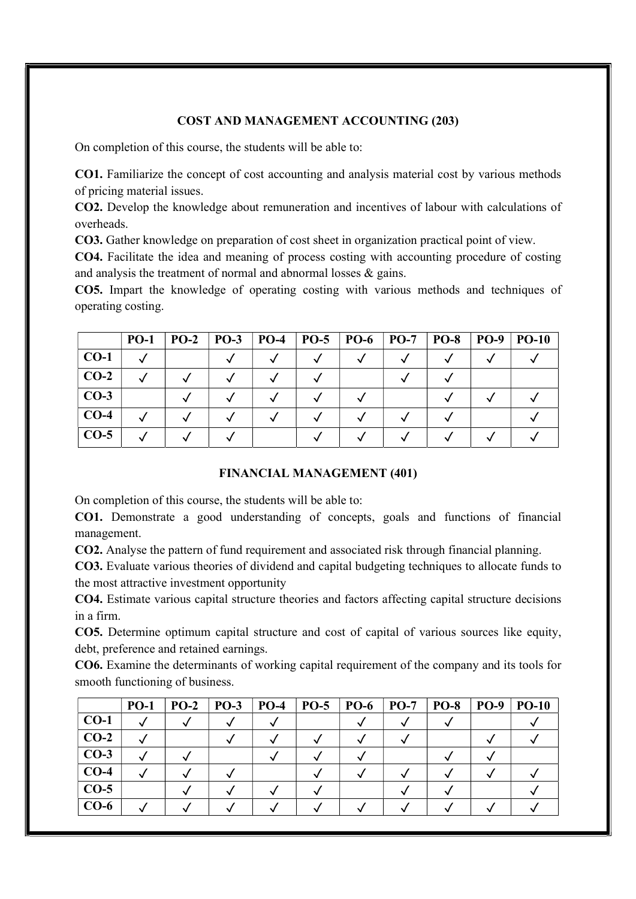### COST AND MANAGEMENT ACCOUNTING (203)

On completion of this course, the students will be able to:

**CO1.** Familiarize the concept of cost accounting and analysis material cost by various methods of pricing material issues.
**CO2.** Develop the knowledge about remuneration and incentives of labour with calculations of overheads.
**CO3.** Gather knowledge on preparation of cost sheet in organization practical point of view.
**CO4.** Facilitate the idea and meaning of process costing with accounting procedure of costing and analysis the treatment of normal and abnormal losses & gains.
**CO5.** Impart the knowledge of operating costing with various methods and techniques of operating costing.

| | PO-1 | PO-2 | PO-3 | PO-4 | PO-5 | PO-6 | PO-7 | PO-8 | PO-9 | PO-10 |
|---|---|---|---|---|---|---|---|---|---|---|
| CO-1 | ✓ | | ✓ | ✓ | ✓ | ✓ | ✓ | ✓ | ✓ | ✓ |
| CO-2 | ✓ | ✓ | ✓ | ✓ | ✓ | | ✓ | ✓ | | |
| CO-3 | | ✓ | ✓ | ✓ | ✓ | ✓ | | ✓ | ✓ | ✓ |
| CO-4 | ✓ | ✓ | ✓ | ✓ | ✓ | ✓ | ✓ | ✓ | | ✓ |
| CO-5 | ✓ | ✓ | ✓ | | ✓ | ✓ | ✓ | ✓ | ✓ | ✓ |

### FINANCIAL MANAGEMENT (401)

On completion of this course, the students will be able to:

**CO1.** Demonstrate a good understanding of concepts, goals and functions of financial management.
**CO2.** Analyse the pattern of fund requirement and associated risk through financial planning.
**CO3.** Evaluate various theories of dividend and capital budgeting techniques to allocate funds to the most attractive investment opportunity
**CO4.** Estimate various capital structure theories and factors affecting capital structure decisions in a firm.
**CO5.** Determine optimum capital structure and cost of capital of various sources like equity, debt, preference and retained earnings.
**CO6.** Examine the determinants of working capital requirement of the company and its tools for smooth functioning of business.

| | PO-1 | PO-2 | PO-3 | PO-4 | PO-5 | PO-6 | PO-7 | PO-8 | PO-9 | PO-10 |
|---|---|---|---|---|---|---|---|---|---|---|
| CO-1 | ✓ | ✓ | ✓ | ✓ | | ✓ | ✓ | ✓ | | ✓ |
| CO-2 | ✓ | | ✓ | ✓ | ✓ | ✓ | ✓ | | ✓ | ✓ |
| CO-3 | ✓ | ✓ | | ✓ | ✓ | ✓ | | ✓ | ✓ | |
| CO-4 | ✓ | ✓ | ✓ | | ✓ | ✓ | ✓ | ✓ | ✓ | ✓ |
| CO-5 | | ✓ | ✓ | ✓ | ✓ | | ✓ | ✓ | | ✓ |
| CO-6 | ✓ | ✓ | ✓ | ✓ | ✓ | ✓ | ✓ | ✓ | ✓ | ✓ |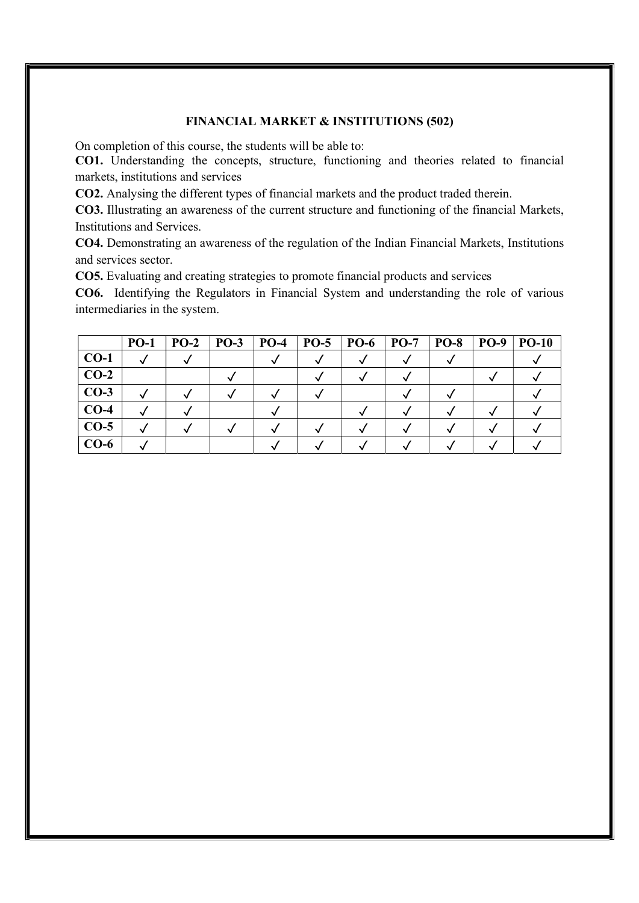## FINANCIAL MARKET & INSTITUTIONS (502)

On completion of this course, the students will be able to:

**CO1.** Understanding the concepts, structure, functioning and theories related to financial markets, institutions and services

**CO2.** Analysing the different types of financial markets and the product traded therein.

**CO3.** Illustrating an awareness of the current structure and functioning of the financial Markets, Institutions and Services.

**CO4.** Demonstrating an awareness of the regulation of the Indian Financial Markets, Institutions and services sector.

**CO5.** Evaluating and creating strategies to promote financial products and services

**CO6.** Identifying the Regulators in Financial System and understanding the role of various intermediaries in the system.

| | PO-1 | PO-2 | PO-3 | PO-4 | PO-5 | PO-6 | PO-7 | PO-8 | PO-9 | PO-10 |
|---|---|---|---|---|---|---|---|---|---|---|
| CO-1 | ✓ | ✓ | | ✓ | ✓ | ✓ | ✓ | ✓ | | ✓ |
| CO-2 | | | ✓ | | ✓ | ✓ | ✓ | | ✓ | ✓ |
| CO-3 | ✓ | ✓ | ✓ | ✓ | ✓ | | ✓ | ✓ | | ✓ |
| CO-4 | ✓ | ✓ | | ✓ | | ✓ | ✓ | ✓ | ✓ | ✓ |
| CO-5 | ✓ | ✓ | ✓ | ✓ | ✓ | ✓ | ✓ | ✓ | ✓ | ✓ |
| CO-6 | ✓ | | | ✓ | ✓ | ✓ | ✓ | ✓ | ✓ | ✓ |